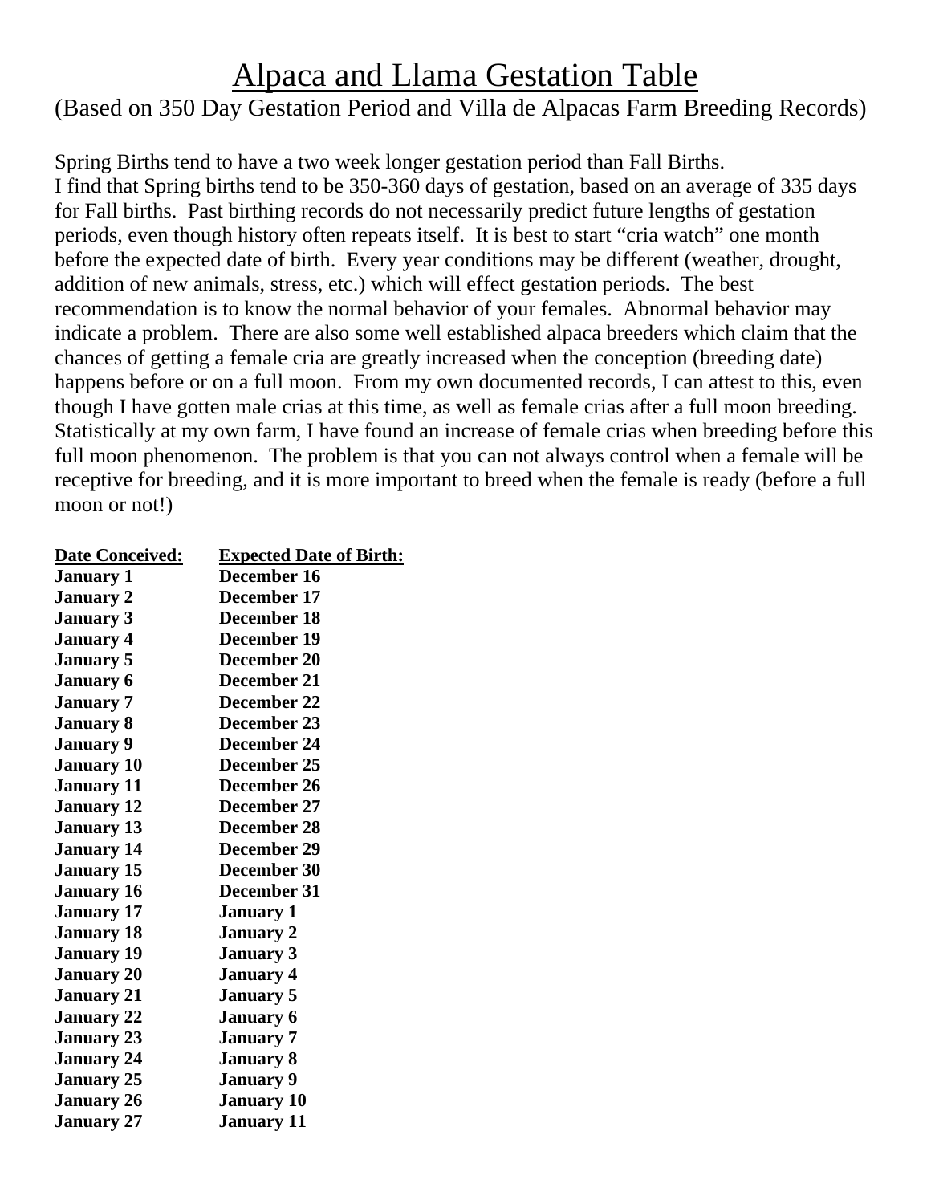# Alpaca and Llama Gestation Table

(Based on 350 Day Gestation Period and Villa de Alpacas Farm Breeding Records)

Spring Births tend to have a two week longer gestation period than Fall Births.
I find that Spring births tend to be 350-360 days of gestation, based on an average of 335 days for Fall births. Past birthing records do not necessarily predict future lengths of gestation periods, even though history often repeats itself. It is best to start “cria watch” one month before the expected date of birth. Every year conditions may be different (weather, drought, addition of new animals, stress, etc.) which will effect gestation periods. The best recommendation is to know the normal behavior of your females. Abnormal behavior may indicate a problem. There are also some well established alpaca breeders which claim that the chances of getting a female cria are greatly increased when the conception (breeding date) happens before or on a full moon. From my own documented records, I can attest to this, even though I have gotten male crias at this time, as well as female crias after a full moon breeding. Statistically at my own farm, I have found an increase of female crias when breeding before this full moon phenomenon. The problem is that you can not always control when a female will be receptive for breeding, and it is more important to breed when the female is ready (before a full moon or not!)

| Date Conceived: | Expected Date of Birth: |
|---|---|
| January 1 | December 16 |
| January 2 | December 17 |
| January 3 | December 18 |
| January 4 | December 19 |
| January 5 | December 20 |
| January 6 | December 21 |
| January 7 | December 22 |
| January 8 | December 23 |
| January 9 | December 24 |
| January 10 | December 25 |
| January 11 | December 26 |
| January 12 | December 27 |
| January 13 | December 28 |
| January 14 | December 29 |
| January 15 | December 30 |
| January 16 | December 31 |
| January 17 | January 1 |
| January 18 | January 2 |
| January 19 | January 3 |
| January 20 | January 4 |
| January 21 | January 5 |
| January 22 | January 6 |
| January 23 | January 7 |
| January 24 | January 8 |
| January 25 | January 9 |
| January 26 | January 10 |
| January 27 | January 11 |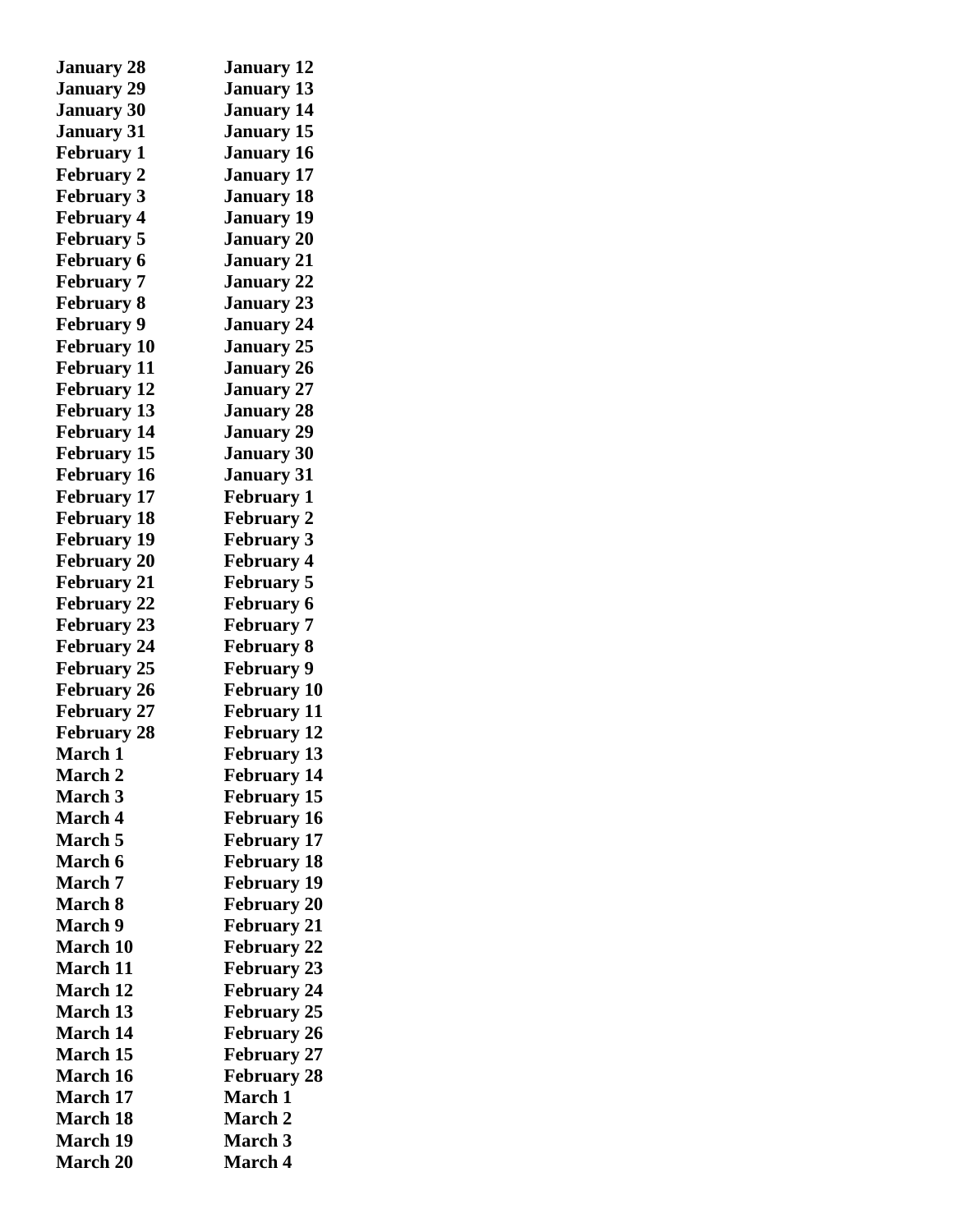| | |
|---|---|
| **January 28** | **January 12** |
| **January 29** | **January 13** |
| **January 30** | **January 14** |
| **January 31** | **January 15** |
| **February 1** | **January 16** |
| **February 2** | **January 17** |
| **February 3** | **January 18** |
| **February 4** | **January 19** |
| **February 5** | **January 20** |
| **February 6** | **January 21** |
| **February 7** | **January 22** |
| **February 8** | **January 23** |
| **February 9** | **January 24** |
| **February 10** | **January 25** |
| **February 11** | **January 26** |
| **February 12** | **January 27** |
| **February 13** | **January 28** |
| **February 14** | **January 29** |
| **February 15** | **January 30** |
| **February 16** | **January 31** |
| **February 17** | **February 1** |
| **February 18** | **February 2** |
| **February 19** | **February 3** |
| **February 20** | **February 4** |
| **February 21** | **February 5** |
| **February 22** | **February 6** |
| **February 23** | **February 7** |
| **February 24** | **February 8** |
| **February 25** | **February 9** |
| **February 26** | **February 10** |
| **February 27** | **February 11** |
| **February 28** | **February 12** |
| **March 1** | **February 13** |
| **March 2** | **February 14** |
| **March 3** | **February 15** |
| **March 4** | **February 16** |
| **March 5** | **February 17** |
| **March 6** | **February 18** |
| **March 7** | **February 19** |
| **March 8** | **February 20** |
| **March 9** | **February 21** |
| **March 10** | **February 22** |
| **March 11** | **February 23** |
| **March 12** | **February 24** |
| **March 13** | **February 25** |
| **March 14** | **February 26** |
| **March 15** | **February 27** |
| **March 16** | **February 28** |
| **March 17** | **March 1** |
| **March 18** | **March 2** |
| **March 19** | **March 3** |
| **March 20** | **March 4** |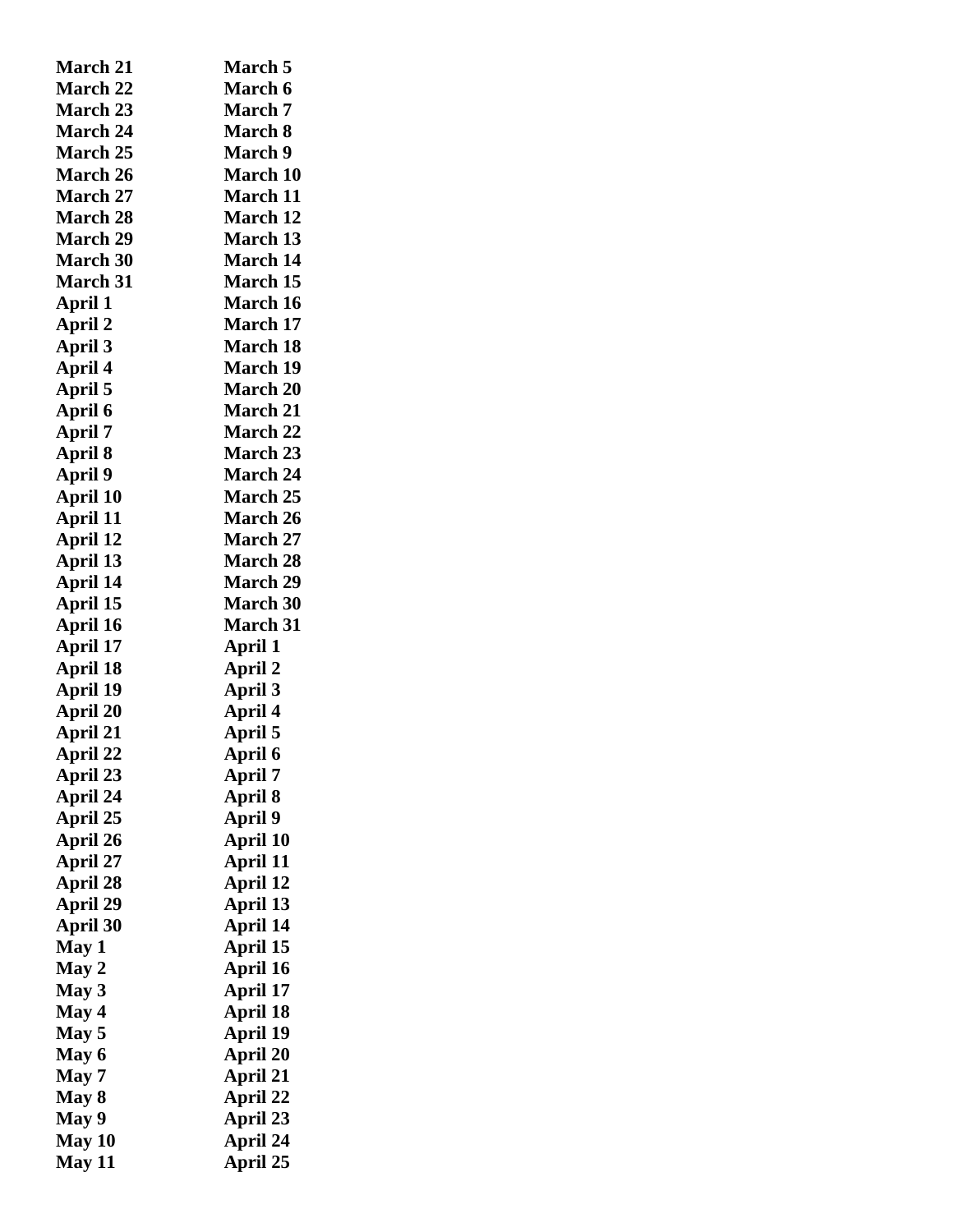| | |
|---|---|
| **March 21** | **March 5** |
| **March 22** | **March 6** |
| **March 23** | **March 7** |
| **March 24** | **March 8** |
| **March 25** | **March 9** |
| **March 26** | **March 10** |
| **March 27** | **March 11** |
| **March 28** | **March 12** |
| **March 29** | **March 13** |
| **March 30** | **March 14** |
| **March 31** | **March 15** |
| **April 1** | **March 16** |
| **April 2** | **March 17** |
| **April 3** | **March 18** |
| **April 4** | **March 19** |
| **April 5** | **March 20** |
| **April 6** | **March 21** |
| **April 7** | **March 22** |
| **April 8** | **March 23** |
| **April 9** | **March 24** |
| **April 10** | **March 25** |
| **April 11** | **March 26** |
| **April 12** | **March 27** |
| **April 13** | **March 28** |
| **April 14** | **March 29** |
| **April 15** | **March 30** |
| **April 16** | **March 31** |
| **April 17** | **April 1** |
| **April 18** | **April 2** |
| **April 19** | **April 3** |
| **April 20** | **April 4** |
| **April 21** | **April 5** |
| **April 22** | **April 6** |
| **April 23** | **April 7** |
| **April 24** | **April 8** |
| **April 25** | **April 9** |
| **April 26** | **April 10** |
| **April 27** | **April 11** |
| **April 28** | **April 12** |
| **April 29** | **April 13** |
| **April 30** | **April 14** |
| **May 1** | **April 15** |
| **May 2** | **April 16** |
| **May 3** | **April 17** |
| **May 4** | **April 18** |
| **May 5** | **April 19** |
| **May 6** | **April 20** |
| **May 7** | **April 21** |
| **May 8** | **April 22** |
| **May 9** | **April 23** |
| **May 10** | **April 24** |
| **May 11** | **April 25** |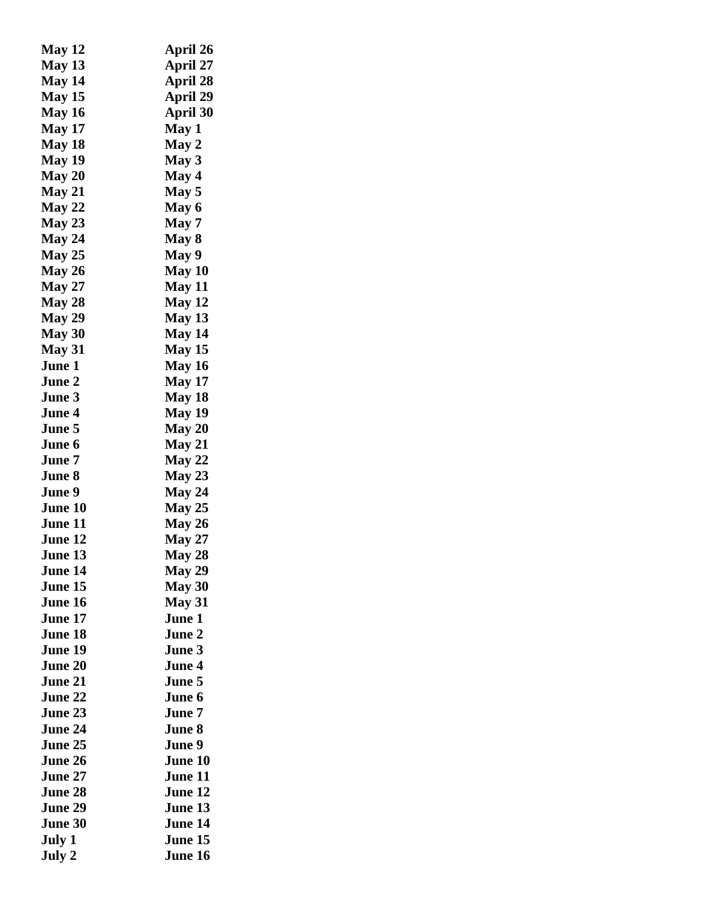| | |
|---|---|
| **May 12** | **April 26** |
| **May 13** | **April 27** |
| **May 14** | **April 28** |
| **May 15** | **April 29** |
| **May 16** | **April 30** |
| **May 17** | **May 1** |
| **May 18** | **May 2** |
| **May 19** | **May 3** |
| **May 20** | **May 4** |
| **May 21** | **May 5** |
| **May 22** | **May 6** |
| **May 23** | **May 7** |
| **May 24** | **May 8** |
| **May 25** | **May 9** |
| **May 26** | **May 10** |
| **May 27** | **May 11** |
| **May 28** | **May 12** |
| **May 29** | **May 13** |
| **May 30** | **May 14** |
| **May 31** | **May 15** |
| **June 1** | **May 16** |
| **June 2** | **May 17** |
| **June 3** | **May 18** |
| **June 4** | **May 19** |
| **June 5** | **May 20** |
| **June 6** | **May 21** |
| **June 7** | **May 22** |
| **June 8** | **May 23** |
| **June 9** | **May 24** |
| **June 10** | **May 25** |
| **June 11** | **May 26** |
| **June 12** | **May 27** |
| **June 13** | **May 28** |
| **June 14** | **May 29** |
| **June 15** | **May 30** |
| **June 16** | **May 31** |
| **June 17** | **June 1** |
| **June 18** | **June 2** |
| **June 19** | **June 3** |
| **June 20** | **June 4** |
| **June 21** | **June 5** |
| **June 22** | **June 6** |
| **June 23** | **June 7** |
| **June 24** | **June 8** |
| **June 25** | **June 9** |
| **June 26** | **June 10** |
| **June 27** | **June 11** |
| **June 28** | **June 12** |
| **June 29** | **June 13** |
| **June 30** | **June 14** |
| **July 1** | **June 15** |
| **July 2** | **June 16** |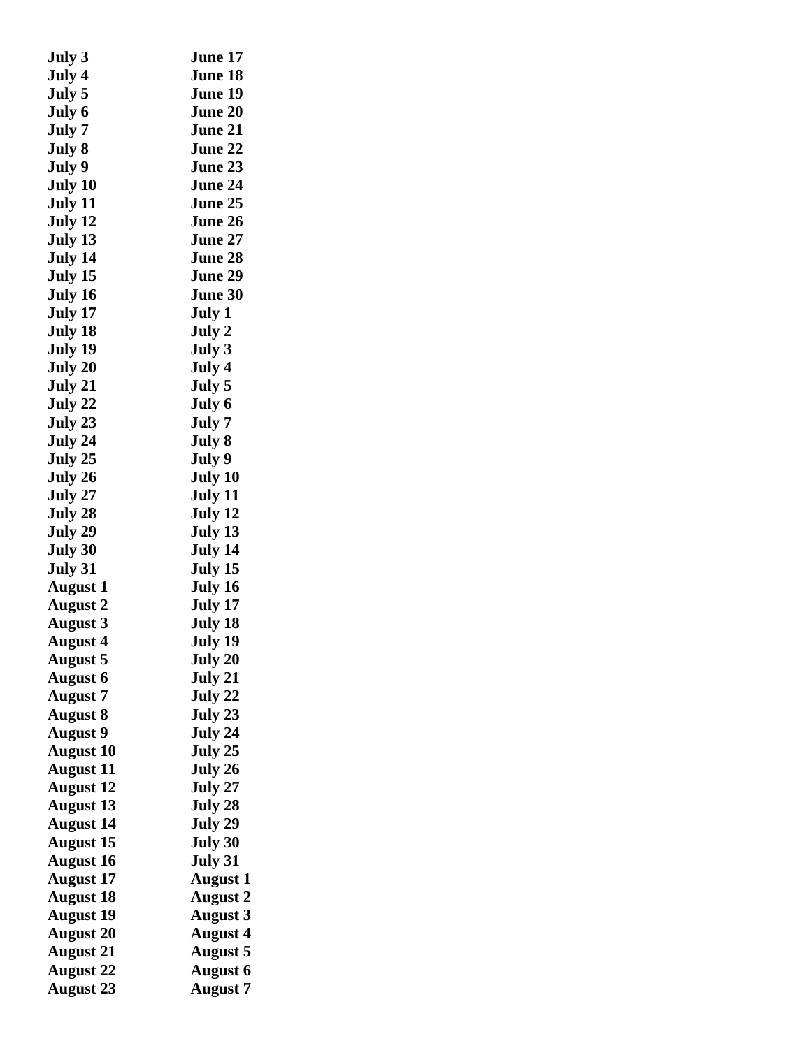| | |
|---|---|
| **July 3** | **June 17** |
| **July 4** | **June 18** |
| **July 5** | **June 19** |
| **July 6** | **June 20** |
| **July 7** | **June 21** |
| **July 8** | **June 22** |
| **July 9** | **June 23** |
| **July 10** | **June 24** |
| **July 11** | **June 25** |
| **July 12** | **June 26** |
| **July 13** | **June 27** |
| **July 14** | **June 28** |
| **July 15** | **June 29** |
| **July 16** | **June 30** |
| **July 17** | **July 1** |
| **July 18** | **July 2** |
| **July 19** | **July 3** |
| **July 20** | **July 4** |
| **July 21** | **July 5** |
| **July 22** | **July 6** |
| **July 23** | **July 7** |
| **July 24** | **July 8** |
| **July 25** | **July 9** |
| **July 26** | **July 10** |
| **July 27** | **July 11** |
| **July 28** | **July 12** |
| **July 29** | **July 13** |
| **July 30** | **July 14** |
| **July 31** | **July 15** |
| **August 1** | **July 16** |
| **August 2** | **July 17** |
| **August 3** | **July 18** |
| **August 4** | **July 19** |
| **August 5** | **July 20** |
| **August 6** | **July 21** |
| **August 7** | **July 22** |
| **August 8** | **July 23** |
| **August 9** | **July 24** |
| **August 10** | **July 25** |
| **August 11** | **July 26** |
| **August 12** | **July 27** |
| **August 13** | **July 28** |
| **August 14** | **July 29** |
| **August 15** | **July 30** |
| **August 16** | **July 31** |
| **August 17** | **August 1** |
| **August 18** | **August 2** |
| **August 19** | **August 3** |
| **August 20** | **August 4** |
| **August 21** | **August 5** |
| **August 22** | **August 6** |
| **August 23** | **August 7** |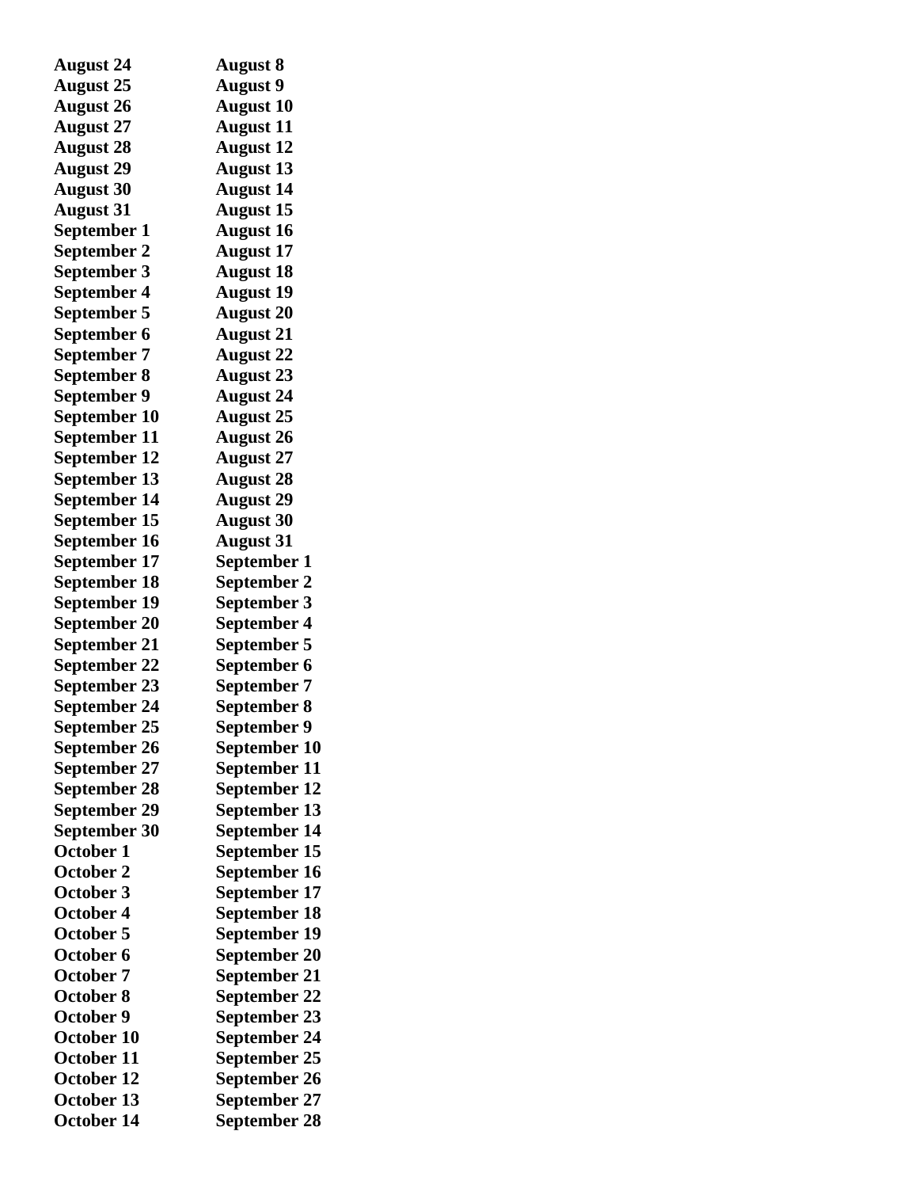| | |
|---|---|
| **August 24** | **August 8** |
| **August 25** | **August 9** |
| **August 26** | **August 10** |
| **August 27** | **August 11** |
| **August 28** | **August 12** |
| **August 29** | **August 13** |
| **August 30** | **August 14** |
| **August 31** | **August 15** |
| **September 1** | **August 16** |
| **September 2** | **August 17** |
| **September 3** | **August 18** |
| **September 4** | **August 19** |
| **September 5** | **August 20** |
| **September 6** | **August 21** |
| **September 7** | **August 22** |
| **September 8** | **August 23** |
| **September 9** | **August 24** |
| **September 10** | **August 25** |
| **September 11** | **August 26** |
| **September 12** | **August 27** |
| **September 13** | **August 28** |
| **September 14** | **August 29** |
| **September 15** | **August 30** |
| **September 16** | **August 31** |
| **September 17** | **September 1** |
| **September 18** | **September 2** |
| **September 19** | **September 3** |
| **September 20** | **September 4** |
| **September 21** | **September 5** |
| **September 22** | **September 6** |
| **September 23** | **September 7** |
| **September 24** | **September 8** |
| **September 25** | **September 9** |
| **September 26** | **September 10** |
| **September 27** | **September 11** |
| **September 28** | **September 12** |
| **September 29** | **September 13** |
| **September 30** | **September 14** |
| **October 1** | **September 15** |
| **October 2** | **September 16** |
| **October 3** | **September 17** |
| **October 4** | **September 18** |
| **October 5** | **September 19** |
| **October 6** | **September 20** |
| **October 7** | **September 21** |
| **October 8** | **September 22** |
| **October 9** | **September 23** |
| **October 10** | **September 24** |
| **October 11** | **September 25** |
| **October 12** | **September 26** |
| **October 13** | **September 27** |
| **October 14** | **September 28** |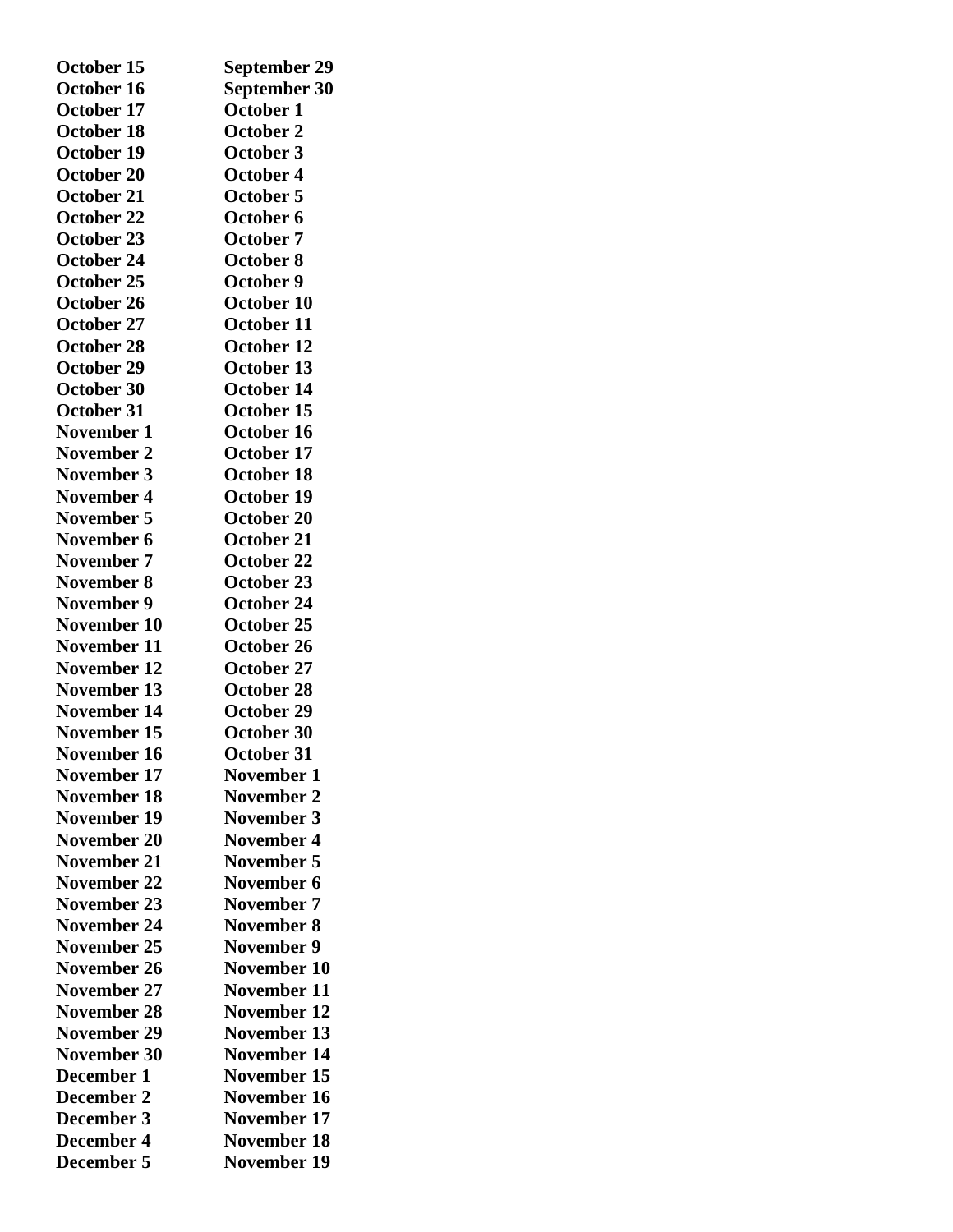| | |
|---|---|
| **October 15** | **September 29** |
| **October 16** | **September 30** |
| **October 17** | **October 1** |
| **October 18** | **October 2** |
| **October 19** | **October 3** |
| **October 20** | **October 4** |
| **October 21** | **October 5** |
| **October 22** | **October 6** |
| **October 23** | **October 7** |
| **October 24** | **October 8** |
| **October 25** | **October 9** |
| **October 26** | **October 10** |
| **October 27** | **October 11** |
| **October 28** | **October 12** |
| **October 29** | **October 13** |
| **October 30** | **October 14** |
| **October 31** | **October 15** |
| **November 1** | **October 16** |
| **November 2** | **October 17** |
| **November 3** | **October 18** |
| **November 4** | **October 19** |
| **November 5** | **October 20** |
| **November 6** | **October 21** |
| **November 7** | **October 22** |
| **November 8** | **October 23** |
| **November 9** | **October 24** |
| **November 10** | **October 25** |
| **November 11** | **October 26** |
| **November 12** | **October 27** |
| **November 13** | **October 28** |
| **November 14** | **October 29** |
| **November 15** | **October 30** |
| **November 16** | **October 31** |
| **November 17** | **November 1** |
| **November 18** | **November 2** |
| **November 19** | **November 3** |
| **November 20** | **November 4** |
| **November 21** | **November 5** |
| **November 22** | **November 6** |
| **November 23** | **November 7** |
| **November 24** | **November 8** |
| **November 25** | **November 9** |
| **November 26** | **November 10** |
| **November 27** | **November 11** |
| **November 28** | **November 12** |
| **November 29** | **November 13** |
| **November 30** | **November 14** |
| **December 1** | **November 15** |
| **December 2** | **November 16** |
| **December 3** | **November 17** |
| **December 4** | **November 18** |
| **December 5** | **November 19** |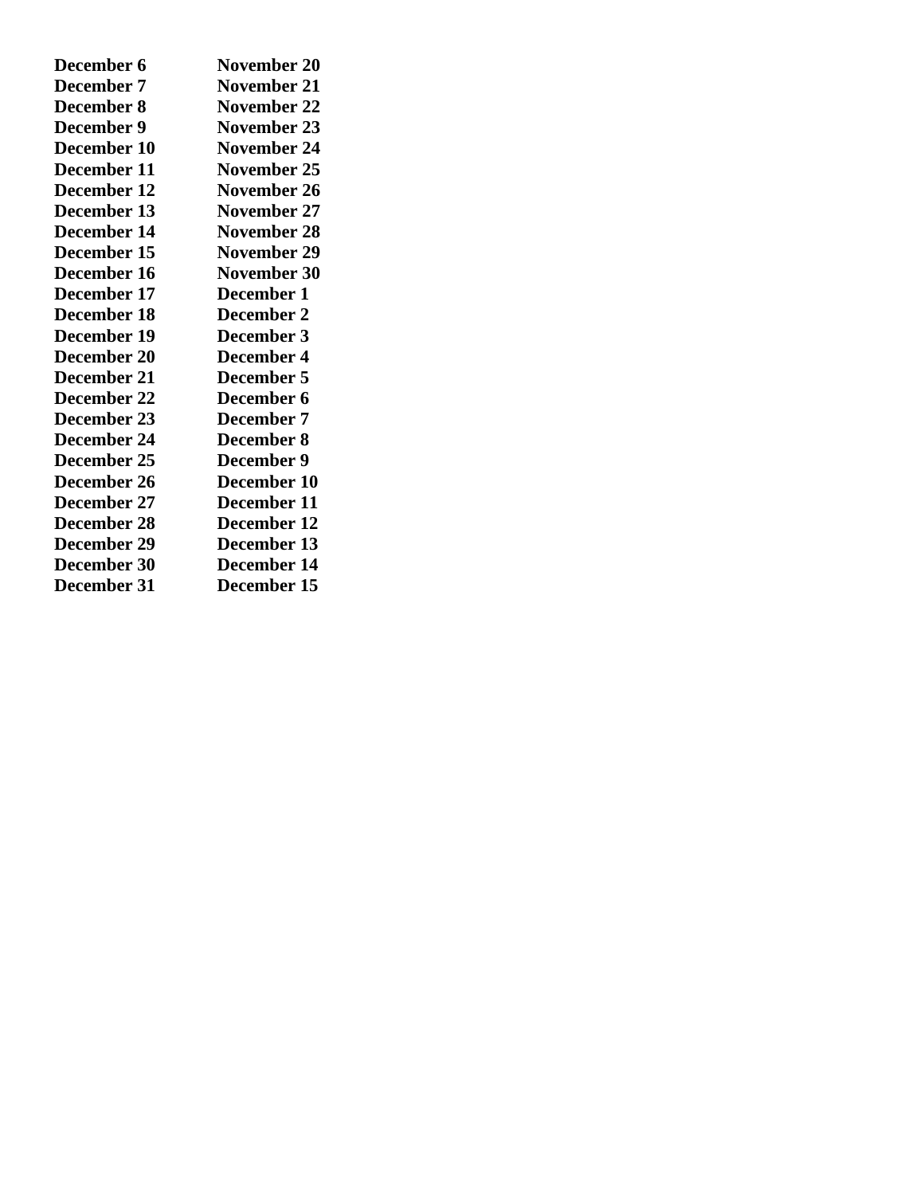| | |
|---|---|
| **December 6** | **November 20** |
| **December 7** | **November 21** |
| **December 8** | **November 22** |
| **December 9** | **November 23** |
| **December 10** | **November 24** |
| **December 11** | **November 25** |
| **December 12** | **November 26** |
| **December 13** | **November 27** |
| **December 14** | **November 28** |
| **December 15** | **November 29** |
| **December 16** | **November 30** |
| **December 17** | **December 1** |
| **December 18** | **December 2** |
| **December 19** | **December 3** |
| **December 20** | **December 4** |
| **December 21** | **December 5** |
| **December 22** | **December 6** |
| **December 23** | **December 7** |
| **December 24** | **December 8** |
| **December 25** | **December 9** |
| **December 26** | **December 10** |
| **December 27** | **December 11** |
| **December 28** | **December 12** |
| **December 29** | **December 13** |
| **December 30** | **December 14** |
| **December 31** | **December 15** |